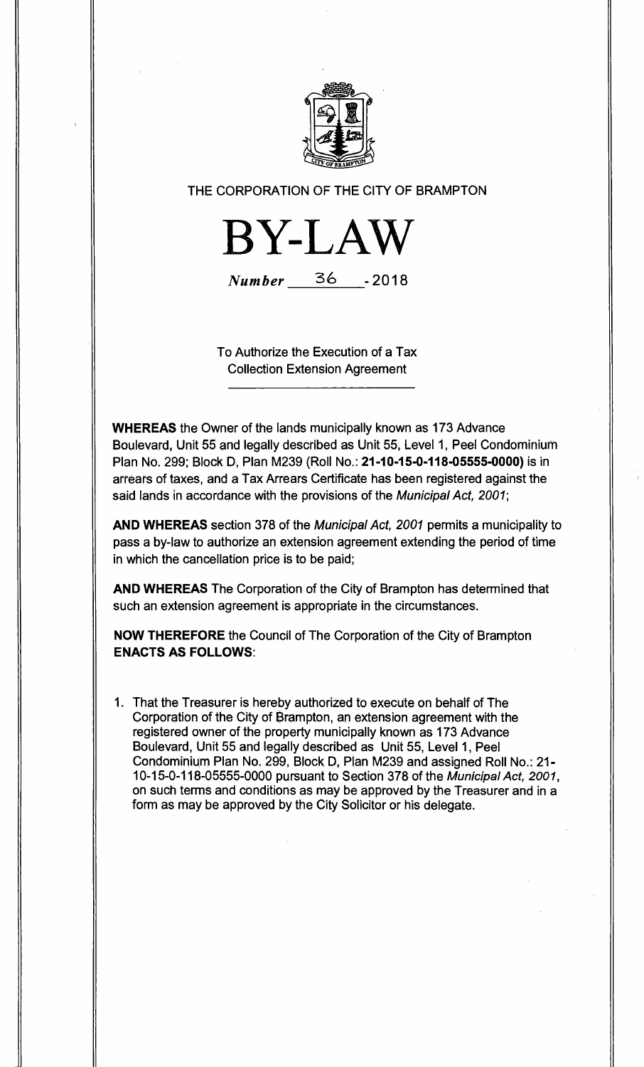THE CORPORATION OF THE CITY OF BRAMPTON

# BY-LAW

*Number* 36 - 2018

To Authorize the Execution of a Tax Collection Extension Agreement

**WHEREAS** the Owner of the lands municipally known as 173 Advance Boulevard, Unit 55 and legally described as Unit 55, Level 1, Peel Condominium Plan No. 299; Block D, Plan M239 (Roll No.: **21-10-15-0-118-05555-0000)** is in arrears of taxes, and a Tax Arrears Certificate has been registered against the said lands in accordance with the provisions of the *Municipal Act, 2001*;

**AND WHEREAS** section 378 of the *Municipal Act, 2001* permits a municipality to pass a by-law to authorize an extension agreement extending the period of time in which the cancellation price is to be paid;

**AND WHEREAS** The Corporation of the City of Brampton has determined that such an extension agreement is appropriate in the circumstances.

**NOW THEREFORE** the Council of The Corporation of the City of Brampton **ENACTS AS FOLLOWS**:

1. That the Treasurer is hereby authorized to execute on behalf of The Corporation of the City of Brampton, an extension agreement with the registered owner of the property municipally known as 173 Advance Boulevard, Unit 55 and legally described as Unit 55, Level 1, Peel Condominium Plan No. 299, Block D, Plan M239 and assigned Roll No.: 21-10-15-0-118-05555-0000 pursuant to Section 378 of the *Municipal Act, 2001*, on such terms and conditions as may be approved by the Treasurer and in a form as may be approved by the City Solicitor or his delegate.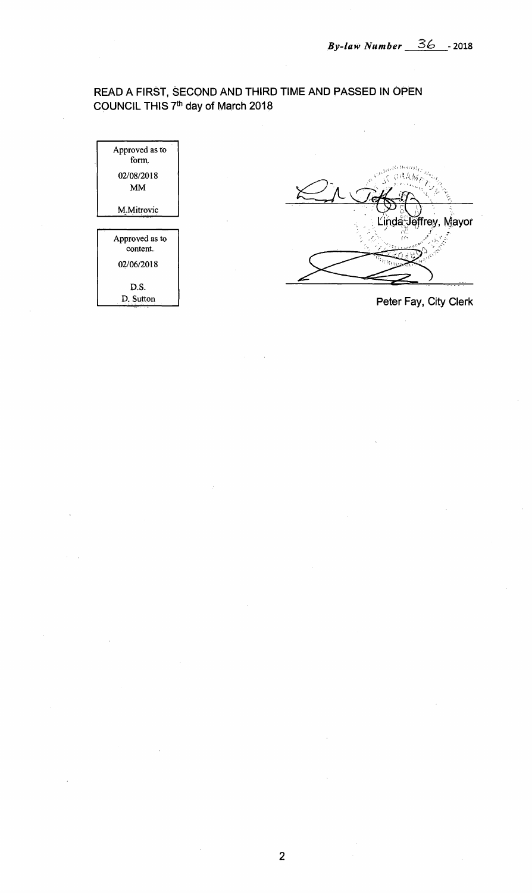*By-law Number 36 - 2018*

READ A FIRST, SECOND AND THIRD TIME AND PASSED IN OPEN COUNCIL THIS 7th day of March 2018

| Approved as to form. |
| --- |
| 02/08/2018 |
| MM |
| M.Mitrovic |

| Approved as to content. |
| --- |
| 02/06/2018 |
| D.S. |
| D. Sutton |

Linda Jeffrey, Mayor

Peter Fay, City Clerk